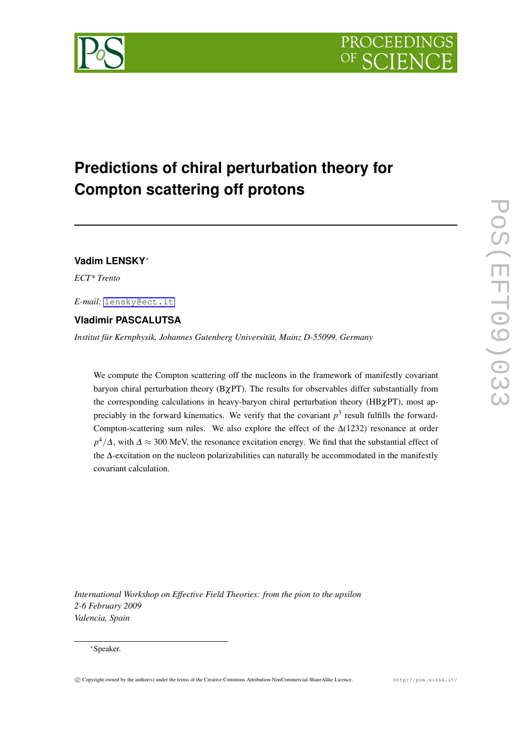# Predictions of chiral perturbation theory for Compton scattering off protons

**Vadim LENSKY**[*]

*ECT\* Trento*

*E-mail:* lensky@ect.it

**Vladimir PASCALUTSA**

*Institut für Kernphysik, Johannes Gutenberg Universität, Mainz D-55099, Germany*

We compute the Compton scattering off the nucleons in the framework of manifestly covariant baryon chiral perturbation theory (B$\chi$PT). The results for observables differ substantially from the corresponding calculations in heavy-baryon chiral perturbation theory (HB$\chi$PT), most appreciably in the forward kinematics. We verify that the covariant $p^3$ result fulfills the forward-Compton-scattering sum rules. We also explore the effect of the $\Delta$(1232) resonance at order $p^4/\Delta$, with $\Delta \approx 300$ MeV, the resonance excitation energy. We find that the substantial effect of the $\Delta$-excitation on the nucleon polarizabilities can naturally be accommodated in the manifestly covariant calculation.

*International Workshop on Effective Field Theories: from the pion to the upsilon*
*2-6 February 2009*
*Valencia, Spain*

[*]Speaker.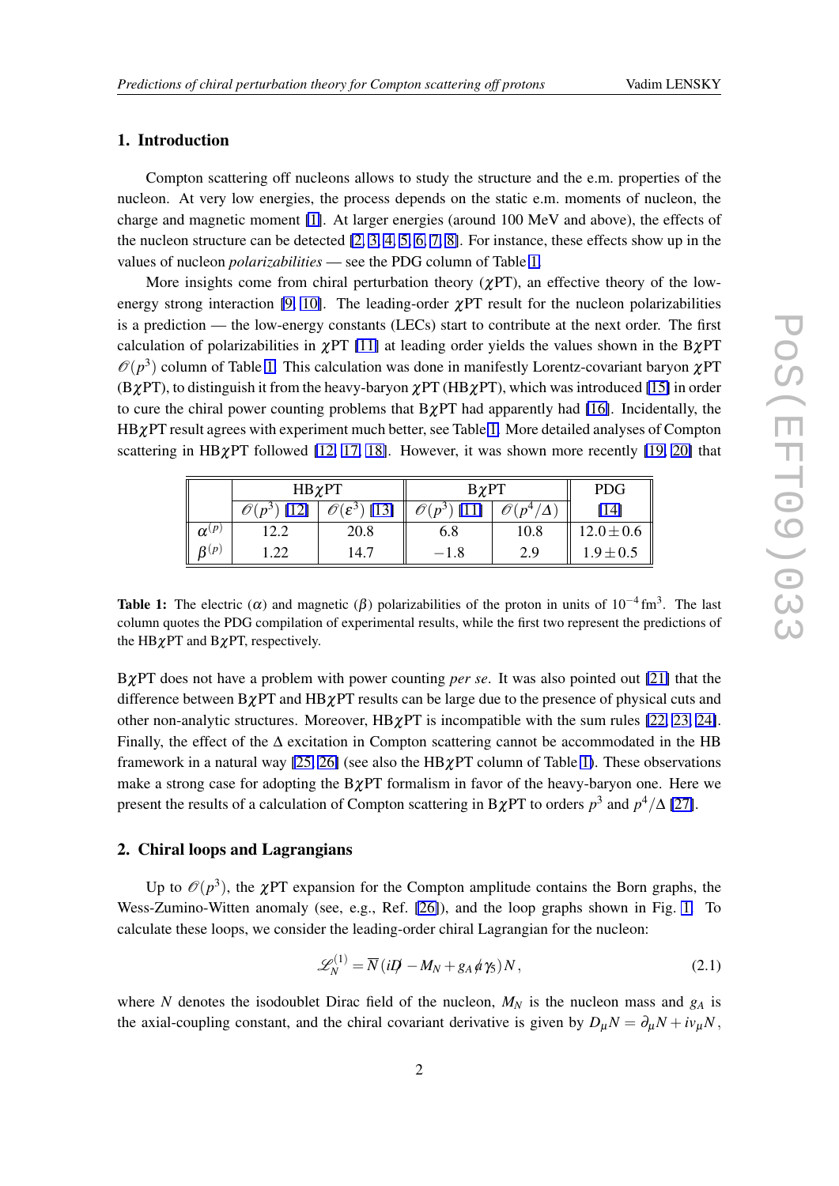## 1. Introduction

Compton scattering off nucleons allows to study the structure and the e.m. properties of the nucleon. At very low energies, the process depends on the static e.m. moments of nucleon, the charge and magnetic moment [1]. At larger energies (around 100 MeV and above), the effects of the nucleon structure can be detected [2, 3, 4, 5, 6, 7, 8]. For instance, these effects show up in the values of nucleon *polarizabilities* — see the PDG column of Table 1.

More insights come from chiral perturbation theory ($\chi$PT), an effective theory of the low-energy strong interaction [9, 10]. The leading-order $\chi$PT result for the nucleon polarizabilities is a prediction — the low-energy constants (LECs) start to contribute at the next order. The first calculation of polarizabilities in $\chi$PT [11] at leading order yields the values shown in the B$\chi$PT $\mathcal{O}(p^3)$ column of Table 1. This calculation was done in manifestly Lorentz-covariant baryon $\chi$PT (B$\chi$PT), to distinguish it from the heavy-baryon $\chi$PT (HB$\chi$PT), which was introduced [15] in order to cure the chiral power counting problems that B$\chi$PT had apparently had [16]. Incidentally, the HB$\chi$PT result agrees with experiment much better, see Table 1. More detailed analyses of Compton scattering in HB$\chi$PT followed [12, 17, 18]. However, it was shown more recently [19, 20] that

| | HB$\chi$PT | | B$\chi$PT | | PDG |
|---|---|---|---|---|---|
| | $\mathcal{O}(p^3)$ [12] | $\mathcal{O}(\varepsilon^3)$ [13] | $\mathcal{O}(p^3)$ [11] | $\mathcal{O}(p^4/\Delta)$ | [14] |
| $\alpha^{(p)}$ | 12.2 | 20.8 | 6.8 | 10.8 | $12.0 \pm 0.6$ |
| $\beta^{(p)}$ | 1.22 | 14.7 | $-1.8$ | 2.9 | $1.9 \pm 0.5$ |

**Table 1:** The electric ($\alpha$) and magnetic ($\beta$) polarizabilities of the proton in units of $10^{-4}\,\mathrm{fm}^3$. The last column quotes the PDG compilation of experimental results, while the first two represent the predictions of the HB$\chi$PT and B$\chi$PT, respectively.

B$\chi$PT does not have a problem with power counting *per se*. It was also pointed out [21] that the difference between B$\chi$PT and HB$\chi$PT results can be large due to the presence of physical cuts and other non-analytic structures. Moreover, HB$\chi$PT is incompatible with the sum rules [22, 23, 24]. Finally, the effect of the $\Delta$ excitation in Compton scattering cannot be accommodated in the HB framework in a natural way [25, 26] (see also the HB$\chi$PT column of Table 1). These observations make a strong case for adopting the B$\chi$PT formalism in favor of the heavy-baryon one. Here we present the results of a calculation of Compton scattering in B$\chi$PT to orders $p^3$ and $p^4/\Delta$ [27].

## 2. Chiral loops and Lagrangians

Up to $\mathcal{O}(p^3)$, the $\chi$PT expansion for the Compton amplitude contains the Born graphs, the Wess-Zumino-Witten anomaly (see, e.g., Ref. [26]), and the loop graphs shown in Fig. 1. To calculate these loops, we consider the leading-order chiral Lagrangian for the nucleon:

$$\mathcal{L}_N^{(1)} = \overline{N}\,(i\not{D} - M_N + g_A \not{a}\gamma_5)\,N\,, \tag{2.1}$$

where $N$ denotes the isodoublet Dirac field of the nucleon, $M_N$ is the nucleon mass and $g_A$ is the axial-coupling constant, and the chiral covariant derivative is given by $D_\mu N = \partial_\mu N + i v_\mu N$,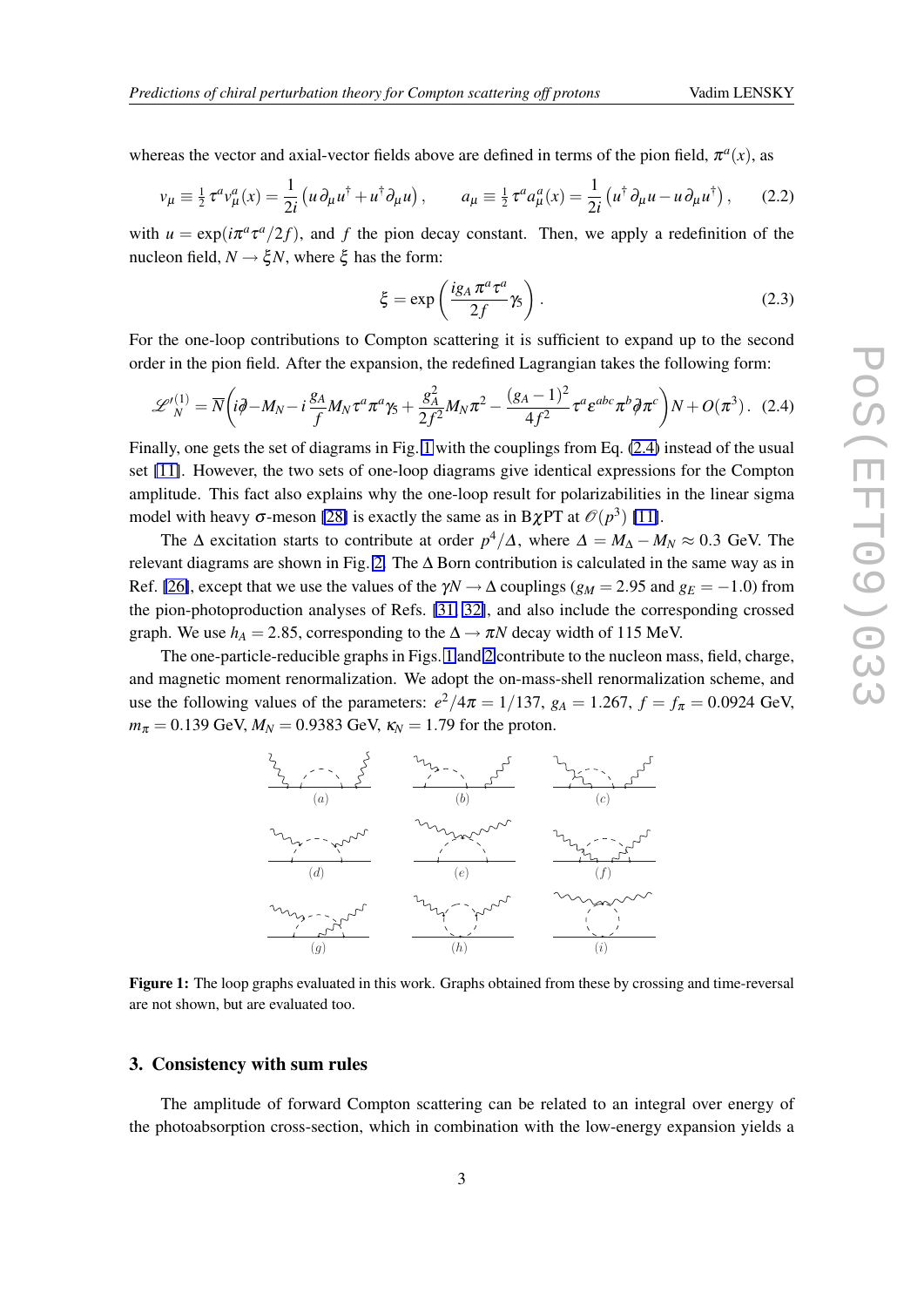whereas the vector and axial-vector fields above are defined in terms of the pion field, $\pi^a(x)$, as

$$v_\mu \equiv \tfrac{1}{2}\,\tau^a v_\mu^a(x) = \frac{1}{2i}\left(u\,\partial_\mu u^\dagger + u^\dagger\partial_\mu u\right), \qquad a_\mu \equiv \tfrac{1}{2}\,\tau^a a_\mu^a(x) = \frac{1}{2i}\left(u^\dagger\,\partial_\mu u - u\,\partial_\mu u^\dagger\right), \tag{2.2}$$

with $u = \exp(i\pi^a\tau^a/2f)$, and $f$ the pion decay constant. Then, we apply a redefinition of the nucleon field, $N \to \xi N$, where $\xi$ has the form:

$$\xi = \exp\left(\frac{ig_A\,\pi^a\tau^a}{2f}\gamma_5\right). \tag{2.3}$$

For the one-loop contributions to Compton scattering it is sufficient to expand up to the second order in the pion field. After the expansion, the redefined Lagrangian takes the following form:

$$\mathscr{L}'^{(1)}_N = \overline{N}\left(i\partial\!\!\!/ - M_N - i\frac{g_A}{f}M_N\tau^a\pi^a\gamma_5 + \frac{g_A^2}{2f^2}M_N\pi^2 - \frac{(g_A-1)^2}{4f^2}\tau^a\varepsilon^{abc}\pi^b\partial\!\!\!/\pi^c\right)N + O(\pi^3). \tag{2.4}$$

Finally, one gets the set of diagrams in Fig. 1 with the couplings from Eq. (2.4) instead of the usual set [11]. However, the two sets of one-loop diagrams give identical expressions for the Compton amplitude. This fact also explains why the one-loop result for polarizabilities in the linear sigma model with heavy $\sigma$-meson [28] is exactly the same as in B$\chi$PT at $\mathscr{O}(p^3)$ [11].

The $\Delta$ excitation starts to contribute at order $p^4/\Delta$, where $\Delta = M_\Delta - M_N \approx 0.3$ GeV. The relevant diagrams are shown in Fig. 2. The $\Delta$ Born contribution is calculated in the same way as in Ref. [26], except that we use the values of the $\gamma N \to \Delta$ couplings ($g_M = 2.95$ and $g_E = -1.0$) from the pion-photoproduction analyses of Refs. [31, 32], and also include the corresponding crossed graph. We use $h_A = 2.85$, corresponding to the $\Delta \to \pi N$ decay width of 115 MeV.

The one-particle-reducible graphs in Figs. 1 and 2 contribute to the nucleon mass, field, charge, and magnetic moment renormalization. We adopt the on-mass-shell renormalization scheme, and use the following values of the parameters: $e^2/4\pi = 1/137$, $g_A = 1.267$, $f = f_\pi = 0.0924$ GeV, $m_\pi = 0.139$ GeV, $M_N = 0.9383$ GeV, $\kappa_N = 1.79$ for the proton.

**Figure 1:** The loop graphs evaluated in this work. Graphs obtained from these by crossing and time-reversal are not shown, but are evaluated too.

## 3. Consistency with sum rules

The amplitude of forward Compton scattering can be related to an integral over energy of the photoabsorption cross-section, which in combination with the low-energy expansion yields a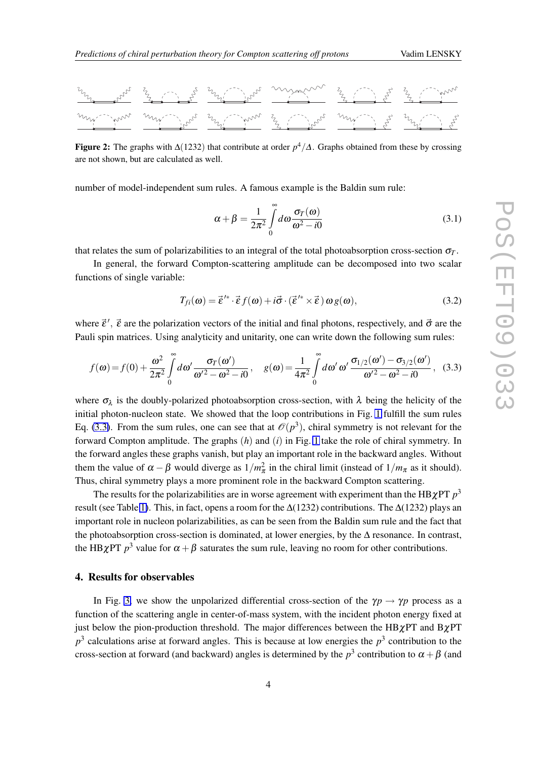**Figure 2:** The graphs with $\Delta(1232)$ that contribute at order $p^4/\Delta$. Graphs obtained from these by crossing are not shown, but are calculated as well.

number of model-independent sum rules. A famous example is the Baldin sum rule:

$$\alpha + \beta = \frac{1}{2\pi^2} \int_0^\infty d\omega \frac{\sigma_T(\omega)}{\omega^2 - i0} \tag{3.1}$$

that relates the sum of polarizabilities to an integral of the total photoabsorption cross-section $\sigma_T$.

In general, the forward Compton-scattering amplitude can be decomposed into two scalar functions of single variable:

$$T_{fi}(\omega) = \vec{\varepsilon}^{\,\prime *} \cdot \vec{\varepsilon}\, f(\omega) + i\vec{\sigma} \cdot (\vec{\varepsilon}^{\,\prime *} \times \vec{\varepsilon}\,)\, \omega\, g(\omega), \tag{3.2}$$

where $\vec{\varepsilon}^{\,\prime}$, $\vec{\varepsilon}$ are the polarization vectors of the initial and final photons, respectively, and $\vec{\sigma}$ are the Pauli spin matrices. Using analyticity and unitarity, one can write down the following sum rules:

$$f(\omega) = f(0) + \frac{\omega^2}{2\pi^2} \int_0^\infty d\omega' \frac{\sigma_T(\omega')}{\omega'^2 - \omega^2 - i0}, \quad g(\omega) = \frac{1}{4\pi^2} \int_0^\infty d\omega'\, \omega' \frac{\sigma_{1/2}(\omega') - \sigma_{3/2}(\omega')}{\omega'^2 - \omega^2 - i0}, \tag{3.3}$$

where $\sigma_\lambda$ is the doubly-polarized photoabsorption cross-section, with $\lambda$ being the helicity of the initial photon-nucleon state. We showed that the loop contributions in Fig. 1 fulfill the sum rules Eq. (3.3). From the sum rules, one can see that at $\mathcal{O}(p^3)$, chiral symmetry is not relevant for the forward Compton amplitude. The graphs $(h)$ and $(i)$ in Fig. 1 take the role of chiral symmetry. In the forward angles these graphs vanish, but play an important role in the backward angles. Without them the value of $\alpha - \beta$ would diverge as $1/m_\pi^2$ in the chiral limit (instead of $1/m_\pi$ as it should). Thus, chiral symmetry plays a more prominent role in the backward Compton scattering.

The results for the polarizabilities are in worse agreement with experiment than the HB$\chi$PT $p^3$ result (see Table 1). This, in fact, opens a room for the $\Delta(1232)$ contributions. The $\Delta(1232)$ plays an important role in nucleon polarizabilities, as can be seen from the Baldin sum rule and the fact that the photoabsorption cross-section is dominated, at lower energies, by the $\Delta$ resonance. In contrast, the HB$\chi$PT $p^3$ value for $\alpha + \beta$ saturates the sum rule, leaving no room for other contributions.

## 4. Results for observables

In Fig. 3, we show the unpolarized differential cross-section of the $\gamma p \to \gamma p$ process as a function of the scattering angle in center-of-mass system, with the incident photon energy fixed at just below the pion-production threshold. The major differences between the HB$\chi$PT and B$\chi$PT $p^3$ calculations arise at forward angles. This is because at low energies the $p^3$ contribution to the cross-section at forward (and backward) angles is determined by the $p^3$ contribution to $\alpha + \beta$ (and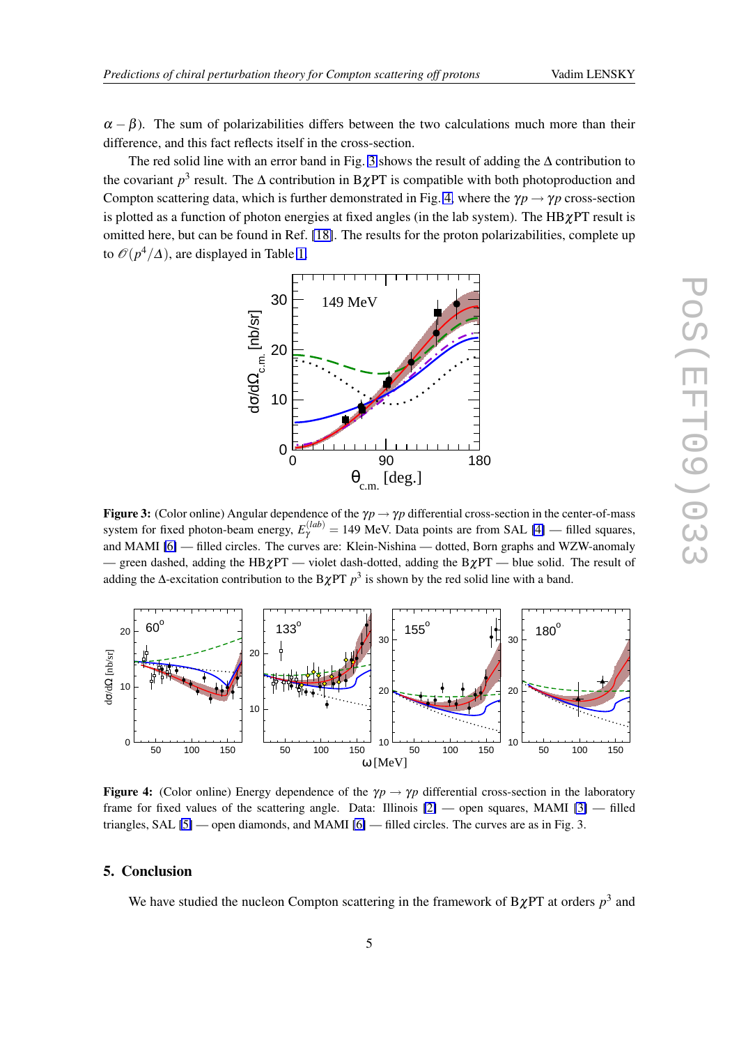$\alpha - \beta$). The sum of polarizabilities differs between the two calculations much more than their difference, and this fact reflects itself in the cross-section.

The red solid line with an error band in Fig. 3 shows the result of adding the $\Delta$ contribution to the covariant $p^3$ result. The $\Delta$ contribution in B$\chi$PT is compatible with both photoproduction and Compton scattering data, which is further demonstrated in Fig. 4, where the $\gamma p \to \gamma p$ cross-section is plotted as a function of photon energies at fixed angles (in the lab system). The HB$\chi$PT result is omitted here, but can be found in Ref. [18]. The results for the proton polarizabilities, complete up to $\mathscr{O}(p^4/\Delta)$, are displayed in Table 1.

**Figure 3:** (Color online) Angular dependence of the $\gamma p \to \gamma p$ differential cross-section in the center-of-mass system for fixed photon-beam energy, $E_\gamma^{(lab)} = 149$ MeV. Data points are from SAL [4] — filled squares, and MAMI [6] — filled circles. The curves are: Klein-Nishina — dotted, Born graphs and WZW-anomaly — green dashed, adding the HB$\chi$PT — violet dash-dotted, adding the B$\chi$PT — blue solid. The result of adding the $\Delta$-excitation contribution to the B$\chi$PT $p^3$ is shown by the red solid line with a band.

**Figure 4:** (Color online) Energy dependence of the $\gamma p \to \gamma p$ differential cross-section in the laboratory frame for fixed values of the scattering angle. Data: Illinois [2] — open squares, MAMI [3] — filled triangles, SAL [5] — open diamonds, and MAMI [6] — filled circles. The curves are as in Fig. 3.

## 5. Conclusion

We have studied the nucleon Compton scattering in the framework of B$\chi$PT at orders $p^3$ and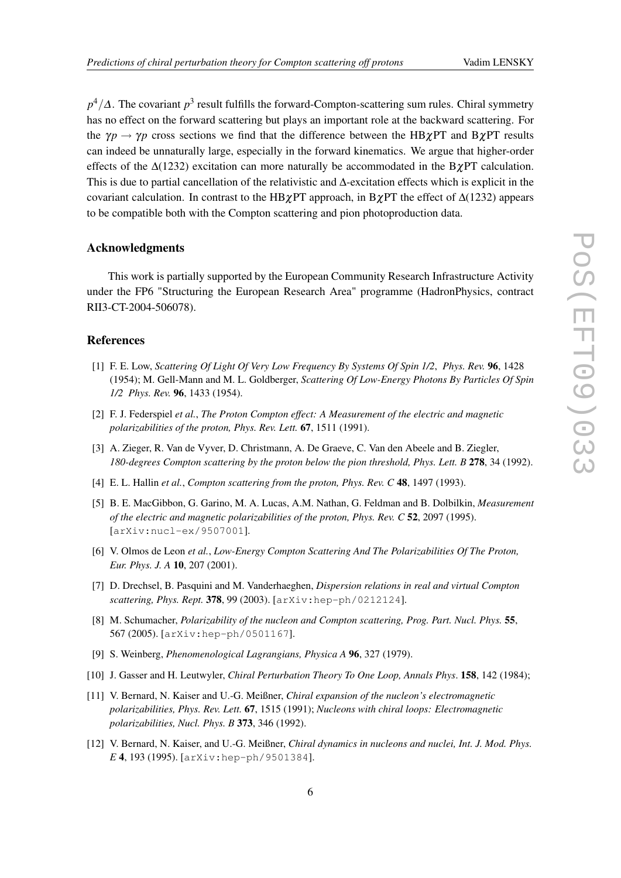$p^4/\Delta$. The covariant $p^3$ result fulfills the forward-Compton-scattering sum rules. Chiral symmetry has no effect on the forward scattering but plays an important role at the backward scattering. For the $\gamma p \to \gamma p$ cross sections we find that the difference between the HB$\chi$PT and B$\chi$PT results can indeed be unnaturally large, especially in the forward kinematics. We argue that higher-order effects of the $\Delta(1232)$ excitation can more naturally be accommodated in the B$\chi$PT calculation. This is due to partial cancellation of the relativistic and $\Delta$-excitation effects which is explicit in the covariant calculation. In contrast to the HB$\chi$PT approach, in B$\chi$PT the effect of $\Delta(1232)$ appears to be compatible both with the Compton scattering and pion photoproduction data.

## Acknowledgments

This work is partially supported by the European Community Research Infrastructure Activity under the FP6 "Structuring the European Research Area" programme (HadronPhysics, contract RII3-CT-2004-506078).

## References

[1] F. E. Low, *Scattering Of Light Of Very Low Frequency By Systems Of Spin 1/2*, *Phys. Rev.* **96**, 1428 (1954); M. Gell-Mann and M. L. Goldberger, *Scattering Of Low-Energy Photons By Particles Of Spin 1/2 Phys. Rev.* **96**, 1433 (1954).

[2] F. J. Federspiel *et al.*, *The Proton Compton effect: A Measurement of the electric and magnetic polarizabilities of the proton, Phys. Rev. Lett.* **67**, 1511 (1991).

[3] A. Zieger, R. Van de Vyver, D. Christmann, A. De Graeve, C. Van den Abeele and B. Ziegler, *180-degrees Compton scattering by the proton below the pion threshold, Phys. Lett. B* **278**, 34 (1992).

[4] E. L. Hallin *et al.*, *Compton scattering from the proton, Phys. Rev. C* **48**, 1497 (1993).

[5] B. E. MacGibbon, G. Garino, M. A. Lucas, A.M. Nathan, G. Feldman and B. Dolbilkin, *Measurement of the electric and magnetic polarizabilities of the proton, Phys. Rev. C* **52**, 2097 (1995). [arXiv:nucl-ex/9507001].

[6] V. Olmos de Leon *et al.*, *Low-Energy Compton Scattering And The Polarizabilities Of The Proton, Eur. Phys. J. A* **10**, 207 (2001).

[7] D. Drechsel, B. Pasquini and M. Vanderhaeghen, *Dispersion relations in real and virtual Compton scattering, Phys. Rept.* **378**, 99 (2003). [arXiv:hep-ph/0212124].

[8] M. Schumacher, *Polarizability of the nucleon and Compton scattering, Prog. Part. Nucl. Phys.* **55**, 567 (2005). [arXiv:hep-ph/0501167].

[9] S. Weinberg, *Phenomenological Lagrangians, Physica A* **96**, 327 (1979).

[10] J. Gasser and H. Leutwyler, *Chiral Perturbation Theory To One Loop, Annals Phys*. **158**, 142 (1984);

[11] V. Bernard, N. Kaiser and U.-G. Meißner, *Chiral expansion of the nucleon's electromagnetic polarizabilities, Phys. Rev. Lett.* **67**, 1515 (1991); *Nucleons with chiral loops: Electromagnetic polarizabilities, Nucl. Phys. B* **373**, 346 (1992).

[12] V. Bernard, N. Kaiser, and U.-G. Meißner, *Chiral dynamics in nucleons and nuclei, Int. J. Mod. Phys. E* **4**, 193 (1995). [arXiv:hep-ph/9501384].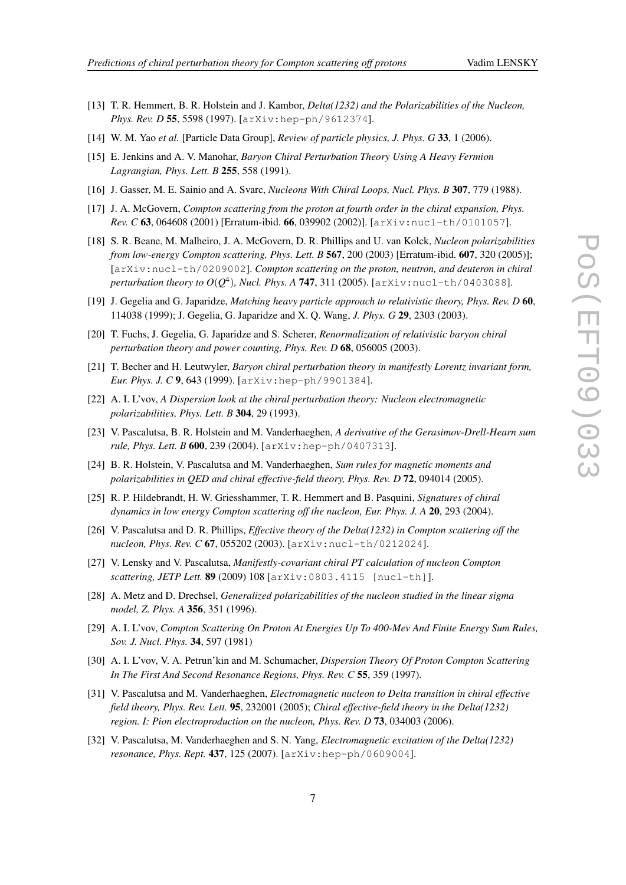[13] T. R. Hemmert, B. R. Holstein and J. Kambor, *Delta(1232) and the Polarizabilities of the Nucleon, Phys. Rev. D* **55**, 5598 (1997). [arXiv:hep-ph/9612374].

[14] W. M. Yao *et al.* [Particle Data Group], *Review of particle physics, J. Phys. G* **33**, 1 (2006).

[15] E. Jenkins and A. V. Manohar, *Baryon Chiral Perturbation Theory Using A Heavy Fermion Lagrangian, Phys. Lett. B* **255**, 558 (1991).

[16] J. Gasser, M. E. Sainio and A. Svarc, *Nucleons With Chiral Loops, Nucl. Phys. B* **307**, 779 (1988).

[17] J. A. McGovern, *Compton scattering from the proton at fourth order in the chiral expansion, Phys. Rev. C* **63**, 064608 (2001) [Erratum-ibid. **66**, 039902 (2002)]. [arXiv:nucl-th/0101057].

[18] S. R. Beane, M. Malheiro, J. A. McGovern, D. R. Phillips and U. van Kolck, *Nucleon polarizabilities from low-energy Compton scattering, Phys. Lett. B* **567**, 200 (2003) [Erratum-ibid. **607**, 320 (2005)]; [arXiv:nucl-th/0209002]. *Compton scattering on the proton, neutron, and deuteron in chiral perturbation theory to $O(Q^4)$, Nucl. Phys. A* **747**, 311 (2005). [arXiv:nucl-th/0403088].

[19] J. Gegelia and G. Japaridze, *Matching heavy particle approach to relativistic theory, Phys. Rev. D* **60**, 114038 (1999); J. Gegelia, G. Japaridze and X. Q. Wang, *J. Phys. G* **29**, 2303 (2003).

[20] T. Fuchs, J. Gegelia, G. Japaridze and S. Scherer, *Renormalization of relativistic baryon chiral perturbation theory and power counting, Phys. Rev. D* **68**, 056005 (2003).

[21] T. Becher and H. Leutwyler, *Baryon chiral perturbation theory in manifestly Lorentz invariant form, Eur. Phys. J. C* **9**, 643 (1999). [arXiv:hep-ph/9901384].

[22] A. I. L'vov, *A Dispersion look at the chiral perturbation theory: Nucleon electromagnetic polarizabilities, Phys. Lett. B* **304**, 29 (1993).

[23] V. Pascalutsa, B. R. Holstein and M. Vanderhaeghen, *A derivative of the Gerasimov-Drell-Hearn sum rule, Phys. Lett. B* **600**, 239 (2004). [arXiv:hep-ph/0407313].

[24] B. R. Holstein, V. Pascalutsa and M. Vanderhaeghen, *Sum rules for magnetic moments and polarizabilities in QED and chiral effective-field theory, Phys. Rev. D* **72**, 094014 (2005).

[25] R. P. Hildebrandt, H. W. Griesshammer, T. R. Hemmert and B. Pasquini, *Signatures of chiral dynamics in low energy Compton scattering off the nucleon, Eur. Phys. J. A* **20**, 293 (2004).

[26] V. Pascalutsa and D. R. Phillips, *Effective theory of the Delta(1232) in Compton scattering off the nucleon, Phys. Rev. C* **67**, 055202 (2003). [arXiv:nucl-th/0212024].

[27] V. Lensky and V. Pascalutsa, *Manifestly-covariant chiral PT calculation of nucleon Compton scattering, JETP Lett.* **89** (2009) 108 [arXiv:0803.4115 [nucl-th]].

[28] A. Metz and D. Drechsel, *Generalized polarizabilities of the nucleon studied in the linear sigma model, Z. Phys. A* **356**, 351 (1996).

[29] A. I. L'vov, *Compton Scattering On Proton At Energies Up To 400-Mev And Finite Energy Sum Rules, Sov. J. Nucl. Phys.* **34**, 597 (1981)

[30] A. I. L'vov, V. A. Petrun'kin and M. Schumacher, *Dispersion Theory Of Proton Compton Scattering In The First And Second Resonance Regions, Phys. Rev. C* **55**, 359 (1997).

[31] V. Pascalutsa and M. Vanderhaeghen, *Electromagnetic nucleon to Delta transition in chiral effective field theory, Phys. Rev. Lett.* **95**, 232001 (2005); *Chiral effective-field theory in the Delta(1232) region. I: Pion electroproduction on the nucleon, Phys. Rev. D* **73**, 034003 (2006).

[32] V. Pascalutsa, M. Vanderhaeghen and S. N. Yang, *Electromagnetic excitation of the Delta(1232) resonance, Phys. Rept.* **437**, 125 (2007). [arXiv:hep-ph/0609004].